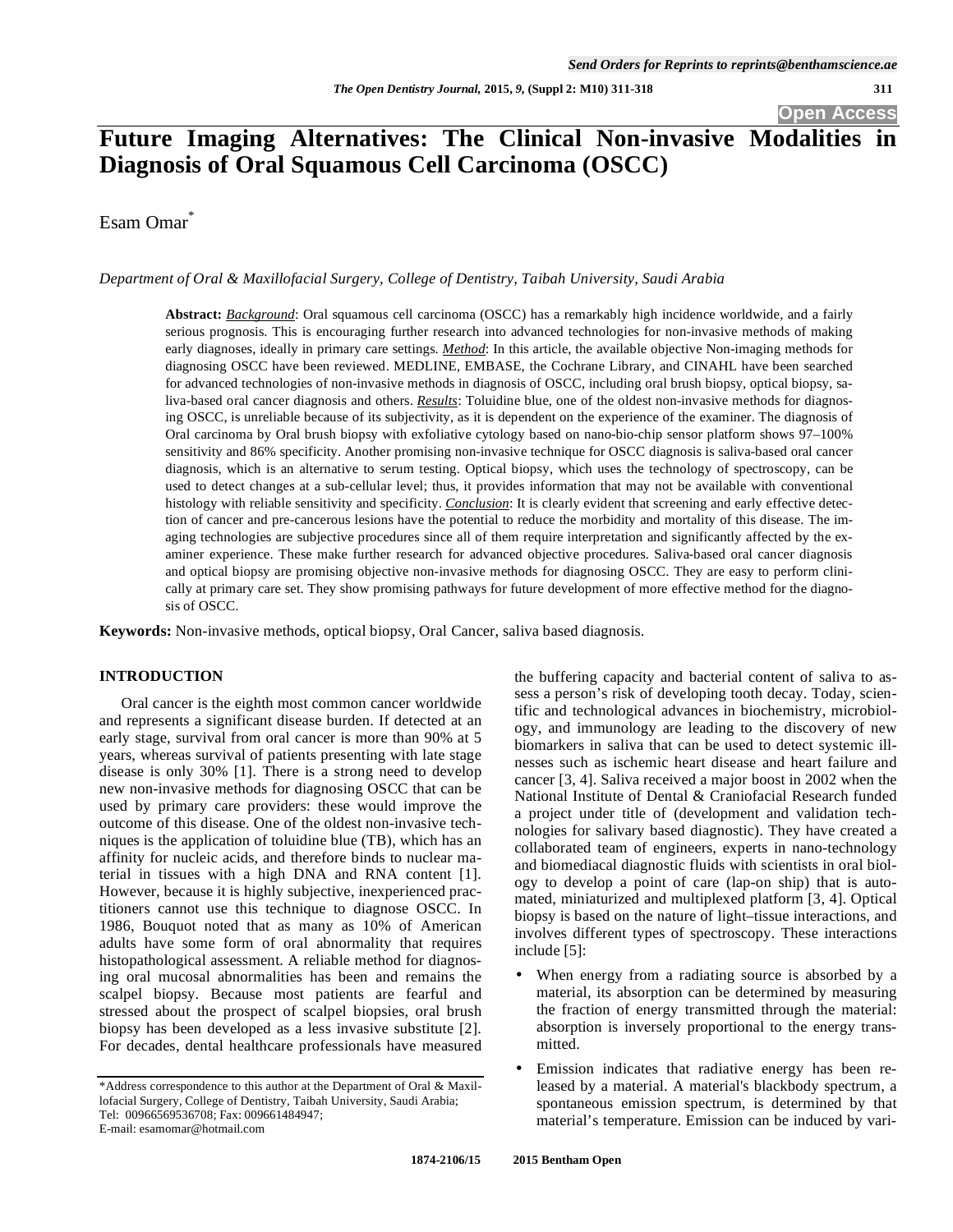# Future Imaging Alternatives: The Clinical Non-invasive Modalities in Diagnosis of Oral Squamous Cell Carcinoma (OSCC)

Esam Omar*

*Department of Oral & Maxillofacial Surgery, College of Dentistry, Taibah University, Saudi Arabia*

**Abstract:** ***Background***: Oral squamous cell carcinoma (OSCC) has a remarkably high incidence worldwide, and a fairly serious prognosis. This is encouraging further research into advanced technologies for non-invasive methods of making early diagnoses, ideally in primary care settings. ***Method***: In this article, the available objective Non-imaging methods for diagnosing OSCC have been reviewed. MEDLINE, EMBASE, the Cochrane Library, and CINAHL have been searched for advanced technologies of non-invasive methods in diagnosis of OSCC, including oral brush biopsy, optical biopsy, saliva-based oral cancer diagnosis and others. ***Results***: Toluidine blue, one of the oldest non-invasive methods for diagnosing OSCC, is unreliable because of its subjectivity, as it is dependent on the experience of the examiner. The diagnosis of Oral carcinoma by Oral brush biopsy with exfoliative cytology based on nano-bio-chip sensor platform shows 97–100% sensitivity and 86% specificity. Another promising non-invasive technique for OSCC diagnosis is saliva-based oral cancer diagnosis, which is an alternative to serum testing. Optical biopsy, which uses the technology of spectroscopy, can be used to detect changes at a sub-cellular level; thus, it provides information that may not be available with conventional histology with reliable sensitivity and specificity. ***Conclusion***: It is clearly evident that screening and early effective detection of cancer and pre-cancerous lesions have the potential to reduce the morbidity and mortality of this disease. The imaging technologies are subjective procedures since all of them require interpretation and significantly affected by the examiner experience. These make further research for advanced objective procedures. Saliva-based oral cancer diagnosis and optical biopsy are promising objective non-invasive methods for diagnosing OSCC. They are easy to perform clinically at primary care set. They show promising pathways for future development of more effective method for the diagnosis of OSCC.

**Keywords:** Non-invasive methods, optical biopsy, Oral Cancer, saliva based diagnosis.

## INTRODUCTION

Oral cancer is the eighth most common cancer worldwide and represents a significant disease burden. If detected at an early stage, survival from oral cancer is more than 90% at 5 years, whereas survival of patients presenting with late stage disease is only 30% [1]. There is a strong need to develop new non-invasive methods for diagnosing OSCC that can be used by primary care providers: these would improve the outcome of this disease. One of the oldest non-invasive techniques is the application of toluidine blue (TB), which has an affinity for nucleic acids, and therefore binds to nuclear material in tissues with a high DNA and RNA content [1]. However, because it is highly subjective, inexperienced practitioners cannot use this technique to diagnose OSCC. In 1986, Bouquot noted that as many as 10% of American adults have some form of oral abnormality that requires histopathological assessment. A reliable method for diagnosing oral mucosal abnormalities has been and remains the scalpel biopsy. Because most patients are fearful and stressed about the prospect of scalpel biopsies, oral brush biopsy has been developed as a less invasive substitute [2]. For decades, dental healthcare professionals have measured the buffering capacity and bacterial content of saliva to assess a person's risk of developing tooth decay. Today, scientific and technological advances in biochemistry, microbiology, and immunology are leading to the discovery of new biomarkers in saliva that can be used to detect systemic illnesses such as ischemic heart disease and heart failure and cancer [3, 4]. Saliva received a major boost in 2002 when the National Institute of Dental & Craniofacial Research funded a project under title of (development and validation technologies for salivary based diagnostic). They have created a collaborated team of engineers, experts in nano-technology and biomediacal diagnostic fluids with scientists in oral biology to develop a point of care (lap-on ship) that is automated, miniaturized and multiplexed platform [3, 4]. Optical biopsy is based on the nature of light–tissue interactions, and involves different types of spectroscopy. These interactions include [5]:

- When energy from a radiating source is absorbed by a material, its absorption can be determined by measuring the fraction of energy transmitted through the material: absorption is inversely proportional to the energy transmitted.
- Emission indicates that radiative energy has been released by a material. A material's blackbody spectrum, a spontaneous emission spectrum, is determined by that material's temperature. Emission can be induced by vari-

*Address correspondence to this author at the Department of Oral & Maxillofacial Surgery, College of Dentistry, Taibah University, Saudi Arabia; Tel: 00966569536708; Fax: 009661484947; E-mail: esamomar@hotmail.com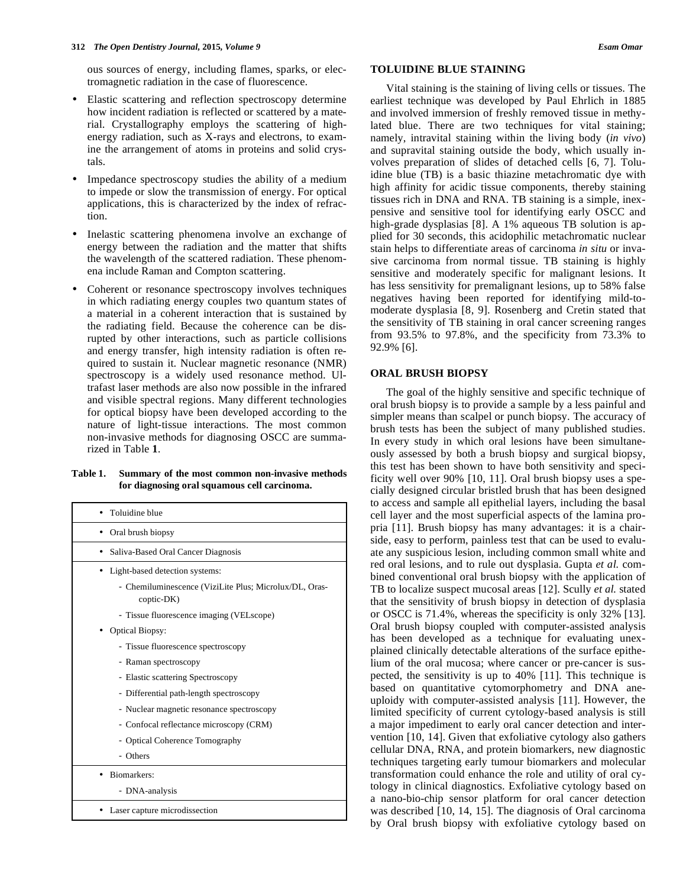ous sources of energy, including flames, sparks, or electromagnetic radiation in the case of fluorescence.

- Elastic scattering and reflection spectroscopy determine how incident radiation is reflected or scattered by a material. Crystallography employs the scattering of high-energy radiation, such as X-rays and electrons, to examine the arrangement of atoms in proteins and solid crystals.
- Impedance spectroscopy studies the ability of a medium to impede or slow the transmission of energy. For optical applications, this is characterized by the index of refraction.
- Inelastic scattering phenomena involve an exchange of energy between the radiation and the matter that shifts the wavelength of the scattered radiation. These phenomena include Raman and Compton scattering.
- Coherent or resonance spectroscopy involves techniques in which radiating energy couples two quantum states of a material in a coherent interaction that is sustained by the radiating field. Because the coherence can be disrupted by other interactions, such as particle collisions and energy transfer, high intensity radiation is often required to sustain it. Nuclear magnetic resonance (NMR) spectroscopy is a widely used resonance method. Ultrafast laser methods are also now possible in the infrared and visible spectral regions. Many different technologies for optical biopsy have been developed according to the nature of light-tissue interactions. The most common non-invasive methods for diagnosing OSCC are summarized in Table **1**.

**Table 1. Summary of the most common non-invasive methods for diagnosing oral squamous cell carcinoma.**

| Methods |
|---|
| • Toluidine blue |
| • Oral brush biopsy |
| • Saliva-Based Oral Cancer Diagnosis |
| • Light-based detection systems:<br>- Chemiluminescence (ViziLite Plus; Microlux/DL, Orascoptic-DK)<br>- Tissue fluorescence imaging (VELscope)<br>• Optical Biopsy:<br>- Tissue fluorescence spectroscopy<br>- Raman spectroscopy<br>- Elastic scattering Spectroscopy<br>- Differential path-length spectroscopy<br>- Nuclear magnetic resonance spectroscopy<br>- Confocal reflectance microscopy (CRM)<br>- Optical Coherence Tomography<br>- Others |
| • Biomarkers:<br>- DNA-analysis |
| • Laser capture microdissection |

## TOLUIDINE BLUE STAINING

Vital staining is the staining of living cells or tissues. The earliest technique was developed by Paul Ehrlich in 1885 and involved immersion of freshly removed tissue in methylated blue. There are two techniques for vital staining; namely, intravital staining within the living body (*in vivo*) and supravital staining outside the body, which usually involves preparation of slides of detached cells [6, 7]. Toluidine blue (TB) is a basic thiazine metachromatic dye with high affinity for acidic tissue components, thereby staining tissues rich in DNA and RNA. TB staining is a simple, inexpensive and sensitive tool for identifying early OSCC and high-grade dysplasias [8]. A 1% aqueous TB solution is applied for 30 seconds, this acidophilic metachromatic nuclear stain helps to differentiate areas of carcinoma *in situ* or invasive carcinoma from normal tissue. TB staining is highly sensitive and moderately specific for malignant lesions. It has less sensitivity for premalignant lesions, up to 58% false negatives having been reported for identifying mild-to-moderate dysplasia [8, 9]. Rosenberg and Cretin stated that the sensitivity of TB staining in oral cancer screening ranges from 93.5% to 97.8%, and the specificity from 73.3% to 92.9% [6].

## ORAL BRUSH BIOPSY

The goal of the highly sensitive and specific technique of oral brush biopsy is to provide a sample by a less painful and simpler means than scalpel or punch biopsy. The accuracy of brush tests has been the subject of many published studies. In every study in which oral lesions have been simultaneously assessed by both a brush biopsy and surgical biopsy, this test has been shown to have both sensitivity and specificity well over 90% [10, 11]. Oral brush biopsy uses a specially designed circular bristled brush that has been designed to access and sample all epithelial layers, including the basal cell layer and the most superficial aspects of the lamina propria [11]. Brush biopsy has many advantages: it is a chairside, easy to perform, painless test that can be used to evaluate any suspicious lesion, including common small white and red oral lesions, and to rule out dysplasia. Gupta *et al.* combined conventional oral brush biopsy with the application of TB to localize suspect mucosal areas [12]. Scully *et al.* stated that the sensitivity of brush biopsy in detection of dysplasia or OSCC is 71.4%, whereas the specificity is only 32% [13]. Oral brush biopsy coupled with computer-assisted analysis has been developed as a technique for evaluating unexplained clinically detectable alterations of the surface epithelium of the oral mucosa; where cancer or pre-cancer is suspected, the sensitivity is up to 40% [11]. This technique is based on quantitative cytomorphometry and DNA aneuploidy with computer-assisted analysis [11]. However, the limited specificity of current cytology-based analysis is still a major impediment to early oral cancer detection and intervention [10, 14]. Given that exfoliative cytology also gathers cellular DNA, RNA, and protein biomarkers, new diagnostic techniques targeting early tumour biomarkers and molecular transformation could enhance the role and utility of oral cytology in clinical diagnostics. Exfoliative cytology based on a nano-bio-chip sensor platform for oral cancer detection was described [10, 14, 15]. The diagnosis of Oral carcinoma by Oral brush biopsy with exfoliative cytology based on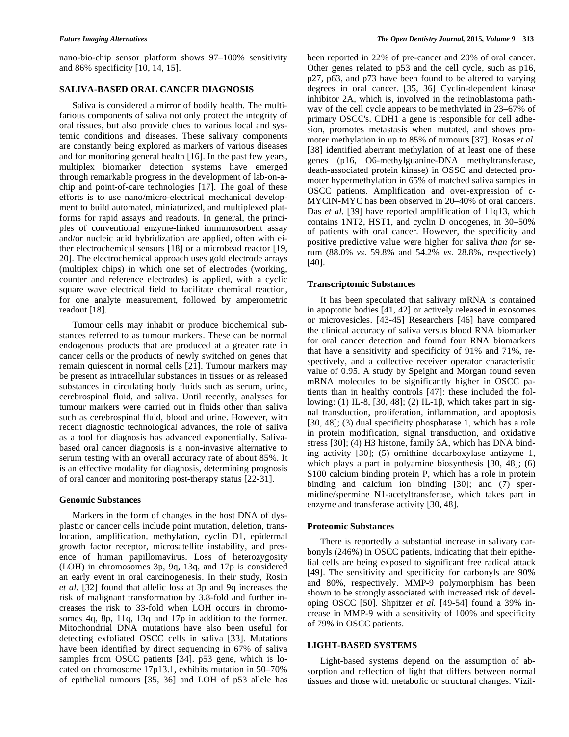nano-bio-chip sensor platform shows 97–100% sensitivity and 86% specificity [10, 14, 15].

## SALIVA-BASED ORAL CANCER DIAGNOSIS

Saliva is considered a mirror of bodily health. The multifarious components of saliva not only protect the integrity of oral tissues, but also provide clues to various local and systemic conditions and diseases. These salivary components are constantly being explored as markers of various diseases and for monitoring general health [16]. In the past few years, multiplex biomarker detection systems have emerged through remarkable progress in the development of lab-on-a-chip and point-of-care technologies [17]. The goal of these efforts is to use nano/micro-electrical–mechanical development to build automated, miniaturized, and multiplexed platforms for rapid assays and readouts. In general, the principles of conventional enzyme-linked immunosorbent assay and/or nucleic acid hybridization are applied, often with either electrochemical sensors [18] or a microbead reactor [19, 20]. The electrochemical approach uses gold electrode arrays (multiplex chips) in which one set of electrodes (working, counter and reference electrodes) is applied, with a cyclic square wave electrical field to facilitate chemical reaction, for one analyte measurement, followed by amperometric readout [18].

Tumour cells may inhabit or produce biochemical substances referred to as tumour markers. These can be normal endogenous products that are produced at a greater rate in cancer cells or the products of newly switched on genes that remain quiescent in normal cells [21]. Tumour markers may be present as intracellular substances in tissues or as released substances in circulating body fluids such as serum, urine, cerebrospinal fluid, and saliva. Until recently, analyses for tumour markers were carried out in fluids other than saliva such as cerebrospinal fluid, blood and urine. However, with recent diagnostic technological advances, the role of saliva as a tool for diagnosis has advanced exponentially. Saliva-based oral cancer diagnosis is a non-invasive alternative to serum testing with an overall accuracy rate of about 85%. It is an effective modality for diagnosis, determining prognosis of oral cancer and monitoring post-therapy status [22-31].

### Genomic Substances

Markers in the form of changes in the host DNA of dysplastic or cancer cells include point mutation, deletion, translocation, amplification, methylation, cyclin D1, epidermal growth factor receptor, microsatellite instability, and presence of human papillomavirus. Loss of heterozygosity (LOH) in chromosomes 3p, 9q, 13q, and 17p is considered an early event in oral carcinogenesis. In their study, Rosin *et al.* [32] found that allelic loss at 3p and 9q increases the risk of malignant transformation by 3.8-fold and further increases the risk to 33-fold when LOH occurs in chromosomes 4q, 8p, 11q, 13q and 17p in addition to the former. Mitochondrial DNA mutations have also been useful for detecting exfoliated OSCC cells in saliva [33]. Mutations have been identified by direct sequencing in 67% of saliva samples from OSCC patients [34]. p53 gene, which is located on chromosome 17p13.1, exhibits mutation in 50–70% of epithelial tumours [35, 36] and LOH of p53 allele has been reported in 22% of pre-cancer and 20% of oral cancer. Other genes related to p53 and the cell cycle, such as p16, p27, p63, and p73 have been found to be altered to varying degrees in oral cancer. [35, 36] Cyclin-dependent kinase inhibitor 2A, which is, involved in the retinoblastoma pathway of the cell cycle appears to be methylated in 23–67% of primary OSCC's. CDH1 a gene is responsible for cell adhesion, promotes metastasis when mutated, and shows promoter methylation in up to 85% of tumours [37]. Rosas *et al.* [38] identified aberrant methylation of at least one of these genes (p16, O6-methylguanine-DNA methyltransferase, death-associated protein kinase) in OSSC and detected promoter hypermethylation in 65% of matched saliva samples in OSCC patients. Amplification and over-expression of c-MYCIN-MYC has been observed in 20–40% of oral cancers. Das *et al.* [39] have reported amplification of 11q13, which contains 1NT2, HST1, and cyclin D oncogenes, in 30–50% of patients with oral cancer. However, the specificity and positive predictive value were higher for saliva *than for* serum (88.0% *vs*. 59.8% and 54.2% *vs*. 28.8%, respectively) [40].

### Transcriptomic Substances

It has been speculated that salivary mRNA is contained in apoptotic bodies [41, 42] or actively released in exosomes or microvesicles. [43-45] Researchers [46] have compared the clinical accuracy of saliva versus blood RNA biomarker for oral cancer detection and found four RNA biomarkers that have a sensitivity and specificity of 91% and 71%, respectively, and a collective receiver operator characteristic value of 0.95. A study by Speight and Morgan found seven mRNA molecules to be significantly higher in OSCC patients than in healthy controls [47]: these included the following: (1) IL-8, [30, 48]; (2) IL-1β, which takes part in signal transduction, proliferation, inflammation, and apoptosis [30, 48]; (3) dual specificity phosphatase 1, which has a role in protein modification, signal transduction, and oxidative stress [30]; (4) H3 histone, family 3A, which has DNA binding activity [30]; (5) ornithine decarboxylase antizyme 1, which plays a part in polyamine biosynthesis [30, 48]; (6) S100 calcium binding protein P, which has a role in protein binding and calcium ion binding [30]; and (7) spermidine/spermine N1-acetyltransferase, which takes part in enzyme and transferase activity [30, 48].

### Proteomic Substances

There is reportedly a substantial increase in salivary carbonyls (246%) in OSCC patients, indicating that their epithelial cells are being exposed to significant free radical attack [49]. The sensitivity and specificity for carbonyls are 90% and 80%, respectively. MMP-9 polymorphism has been shown to be strongly associated with increased risk of developing OSCC [50]. Shpitzer *et al.* [49-54] found a 39% increase in MMP-9 with a sensitivity of 100% and specificity of 79% in OSCC patients.

## LIGHT-BASED SYSTEMS

Light-based systems depend on the assumption of absorption and reflection of light that differs between normal tissues and those with metabolic or structural changes. Vizil-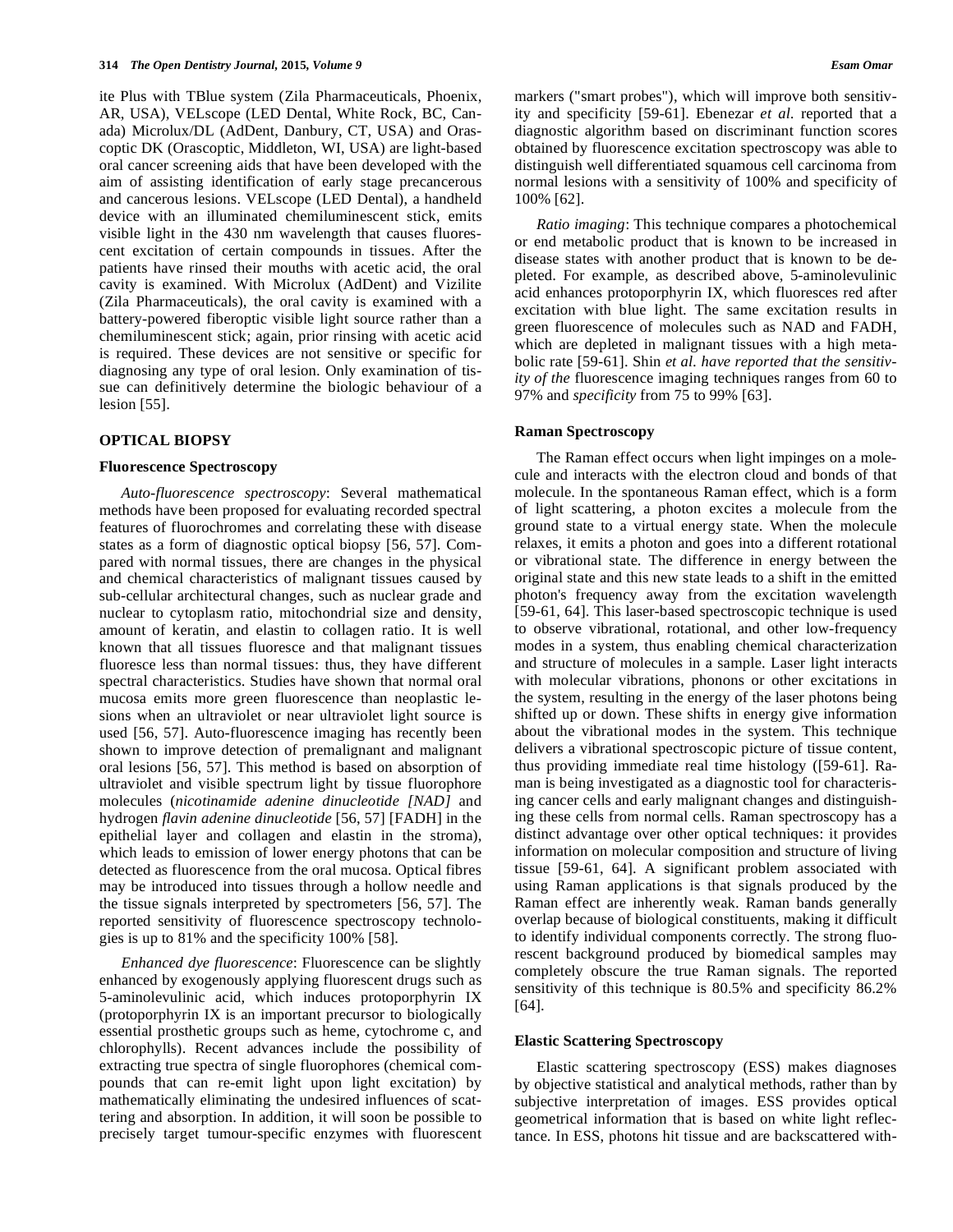ite Plus with TBlue system (Zila Pharmaceuticals, Phoenix, AR, USA), VELscope (LED Dental, White Rock, BC, Canada) Microlux/DL (AdDent, Danbury, CT, USA) and Orascoptic DK (Orascoptic, Middleton, WI, USA) are light-based oral cancer screening aids that have been developed with the aim of assisting identification of early stage precancerous and cancerous lesions. VELscope (LED Dental), a handheld device with an illuminated chemiluminescent stick, emits visible light in the 430 nm wavelength that causes fluorescent excitation of certain compounds in tissues. After the patients have rinsed their mouths with acetic acid, the oral cavity is examined. With Microlux (AdDent) and Vizilite (Zila Pharmaceuticals), the oral cavity is examined with a battery-powered fiberoptic visible light source rather than a chemiluminescent stick; again, prior rinsing with acetic acid is required. These devices are not sensitive or specific for diagnosing any type of oral lesion. Only examination of tissue can definitively determine the biologic behaviour of a lesion [55].

## OPTICAL BIOPSY

### Fluorescence Spectroscopy

*Auto-fluorescence spectroscopy*: Several mathematical methods have been proposed for evaluating recorded spectral features of fluorochromes and correlating these with disease states as a form of diagnostic optical biopsy [56, 57]. Compared with normal tissues, there are changes in the physical and chemical characteristics of malignant tissues caused by sub-cellular architectural changes, such as nuclear grade and nuclear to cytoplasm ratio, mitochondrial size and density, amount of keratin, and elastin to collagen ratio. It is well known that all tissues fluoresce and that malignant tissues fluoresce less than normal tissues: thus, they have different spectral characteristics. Studies have shown that normal oral mucosa emits more green fluorescence than neoplastic lesions when an ultraviolet or near ultraviolet light source is used [56, 57]. Auto-fluorescence imaging has recently been shown to improve detection of premalignant and malignant oral lesions [56, 57]. This method is based on absorption of ultraviolet and visible spectrum light by tissue fluorophore molecules (*nicotinamide adenine dinucleotide [NAD]* and hydrogen *flavin adenine dinucleotide* [56, 57] [FADH] in the epithelial layer and collagen and elastin in the stroma), which leads to emission of lower energy photons that can be detected as fluorescence from the oral mucosa. Optical fibres may be introduced into tissues through a hollow needle and the tissue signals interpreted by spectrometers [56, 57]. The reported sensitivity of fluorescence spectroscopy technologies is up to 81% and the specificity 100% [58].

*Enhanced dye fluorescence*: Fluorescence can be slightly enhanced by exogenously applying fluorescent drugs such as 5-aminolevulinic acid, which induces protoporphyrin IX (protoporphyrin IX is an important precursor to biologically essential prosthetic groups such as heme, cytochrome c, and chlorophylls). Recent advances include the possibility of extracting true spectra of single fluorophores (chemical compounds that can re-emit light upon light excitation) by mathematically eliminating the undesired influences of scattering and absorption. In addition, it will soon be possible to precisely target tumour-specific enzymes with fluorescent markers ("smart probes"), which will improve both sensitivity and specificity [59-61]. Ebenezar *et al.* reported that a diagnostic algorithm based on discriminant function scores obtained by fluorescence excitation spectroscopy was able to distinguish well differentiated squamous cell carcinoma from normal lesions with a sensitivity of 100% and specificity of 100% [62].

*Ratio imaging*: This technique compares a photochemical or end metabolic product that is known to be increased in disease states with another product that is known to be depleted. For example, as described above, 5-aminolevulinic acid enhances protoporphyrin IX, which fluoresces red after excitation with blue light. The same excitation results in green fluorescence of molecules such as NAD and FADH, which are depleted in malignant tissues with a high metabolic rate [59-61]. Shin *et al. have reported that the sensitivity of the* fluorescence imaging techniques ranges from 60 to 97% and *specificity* from 75 to 99% [63].

### Raman Spectroscopy

The Raman effect occurs when light impinges on a molecule and interacts with the electron cloud and bonds of that molecule. In the spontaneous Raman effect, which is a form of light scattering, a photon excites a molecule from the ground state to a virtual energy state. When the molecule relaxes, it emits a photon and goes into a different rotational or vibrational state. The difference in energy between the original state and this new state leads to a shift in the emitted photon's frequency away from the excitation wavelength [59-61, 64]. This laser-based spectroscopic technique is used to observe vibrational, rotational, and other low-frequency modes in a system, thus enabling chemical characterization and structure of molecules in a sample. Laser light interacts with molecular vibrations, phonons or other excitations in the system, resulting in the energy of the laser photons being shifted up or down. These shifts in energy give information about the vibrational modes in the system. This technique delivers a vibrational spectroscopic picture of tissue content, thus providing immediate real time histology ([59-61]. Raman is being investigated as a diagnostic tool for characterising cancer cells and early malignant changes and distinguishing these cells from normal cells. Raman spectroscopy has a distinct advantage over other optical techniques: it provides information on molecular composition and structure of living tissue [59-61, 64]. A significant problem associated with using Raman applications is that signals produced by the Raman effect are inherently weak. Raman bands generally overlap because of biological constituents, making it difficult to identify individual components correctly. The strong fluorescent background produced by biomedical samples may completely obscure the true Raman signals. The reported sensitivity of this technique is 80.5% and specificity 86.2% [64].

### Elastic Scattering Spectroscopy

Elastic scattering spectroscopy (ESS) makes diagnoses by objective statistical and analytical methods, rather than by subjective interpretation of images. ESS provides optical geometrical information that is based on white light reflectance. In ESS, photons hit tissue and are backscattered with-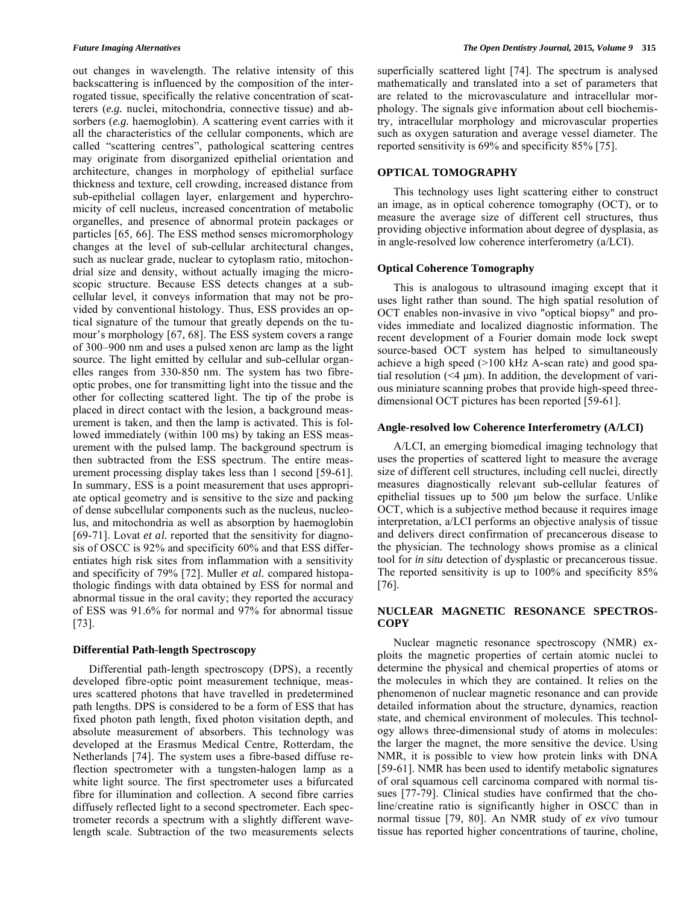out changes in wavelength. The relative intensity of this backscattering is influenced by the composition of the interrogated tissue, specifically the relative concentration of scatterers (*e.g.* nuclei, mitochondria, connective tissue) and absorbers (*e.g.* haemoglobin). A scattering event carries with it all the characteristics of the cellular components, which are called "scattering centres", pathological scattering centres may originate from disorganized epithelial orientation and architecture, changes in morphology of epithelial surface thickness and texture, cell crowding, increased distance from sub-epithelial collagen layer, enlargement and hyperchromicity of cell nucleus, increased concentration of metabolic organelles, and presence of abnormal protein packages or particles [65, 66]. The ESS method senses micromorphology changes at the level of sub-cellular architectural changes, such as nuclear grade, nuclear to cytoplasm ratio, mitochondrial size and density, without actually imaging the microscopic structure. Because ESS detects changes at a subcellular level, it conveys information that may not be provided by conventional histology. Thus, ESS provides an optical signature of the tumour that greatly depends on the tumour's morphology [67, 68]. The ESS system covers a range of 300–900 nm and uses a pulsed xenon arc lamp as the light source. The light emitted by cellular and sub-cellular organelles ranges from 330-850 nm. The system has two fibre-optic probes, one for transmitting light into the tissue and the other for collecting scattered light. The tip of the probe is placed in direct contact with the lesion, a background measurement is taken, and then the lamp is activated. This is followed immediately (within 100 ms) by taking an ESS measurement with the pulsed lamp. The background spectrum is then subtracted from the ESS spectrum. The entire measurement processing display takes less than 1 second [59-61]. In summary, ESS is a point measurement that uses appropriate optical geometry and is sensitive to the size and packing of dense subcellular components such as the nucleus, nucleolus, and mitochondria as well as absorption by haemoglobin [69-71]. Lovat *et al.* reported that the sensitivity for diagnosis of OSCC is 92% and specificity 60% and that ESS differentiates high risk sites from inflammation with a sensitivity and specificity of 79% [72]. Muller *et al.* compared histopathologic findings with data obtained by ESS for normal and abnormal tissue in the oral cavity; they reported the accuracy of ESS was 91.6% for normal and 97% for abnormal tissue [73].

### Differential Path-length Spectroscopy

Differential path-length spectroscopy (DPS), a recently developed fibre-optic point measurement technique, measures scattered photons that have travelled in predetermined path lengths. DPS is considered to be a form of ESS that has fixed photon path length, fixed photon visitation depth, and absolute measurement of absorbers. This technology was developed at the Erasmus Medical Centre, Rotterdam, the Netherlands [74]. The system uses a fibre-based diffuse reflection spectrometer with a tungsten-halogen lamp as a white light source. The first spectrometer uses a bifurcated fibre for illumination and collection. A second fibre carries diffusely reflected light to a second spectrometer. Each spectrometer records a spectrum with a slightly different wavelength scale. Subtraction of the two measurements selects superficially scattered light [74]. The spectrum is analysed mathematically and translated into a set of parameters that are related to the microvasculature and intracellular morphology. The signals give information about cell biochemistry, intracellular morphology and microvascular properties such as oxygen saturation and average vessel diameter. The reported sensitivity is 69% and specificity 85% [75].

## OPTICAL TOMOGRAPHY

This technology uses light scattering either to construct an image, as in optical coherence tomography (OCT), or to measure the average size of different cell structures, thus providing objective information about degree of dysplasia, as in angle-resolved low coherence interferometry (a/LCI).

### Optical Coherence Tomography

This is analogous to ultrasound imaging except that it uses light rather than sound. The high spatial resolution of OCT enables non-invasive in vivo "optical biopsy" and provides immediate and localized diagnostic information. The recent development of a Fourier domain mode lock swept source-based OCT system has helped to simultaneously achieve a high speed (>100 kHz A-scan rate) and good spatial resolution (<4 μm). In addition, the development of various miniature scanning probes that provide high-speed three-dimensional OCT pictures has been reported [59-61].

### Angle-resolved low Coherence Interferometry (A/LCI)

A/LCI, an emerging biomedical imaging technology that uses the properties of scattered light to measure the average size of different cell structures, including cell nuclei, directly measures diagnostically relevant sub-cellular features of epithelial tissues up to 500 μm below the surface. Unlike OCT, which is a subjective method because it requires image interpretation, a/LCI performs an objective analysis of tissue and delivers direct confirmation of precancerous disease to the physician. The technology shows promise as a clinical tool for *in situ* detection of dysplastic or precancerous tissue. The reported sensitivity is up to 100% and specificity 85% [76].

## NUCLEAR MAGNETIC RESONANCE SPECTROSCOPY

Nuclear magnetic resonance spectroscopy (NMR) exploits the magnetic properties of certain atomic nuclei to determine the physical and chemical properties of atoms or the molecules in which they are contained. It relies on the phenomenon of nuclear magnetic resonance and can provide detailed information about the structure, dynamics, reaction state, and chemical environment of molecules. This technology allows three-dimensional study of atoms in molecules: the larger the magnet, the more sensitive the device. Using NMR, it is possible to view how protein links with DNA [59-61]. NMR has been used to identify metabolic signatures of oral squamous cell carcinoma compared with normal tissues [77-79]. Clinical studies have confirmed that the choline/creatine ratio is significantly higher in OSCC than in normal tissue [79, 80]. An NMR study of *ex vivo* tumour tissue has reported higher concentrations of taurine, choline,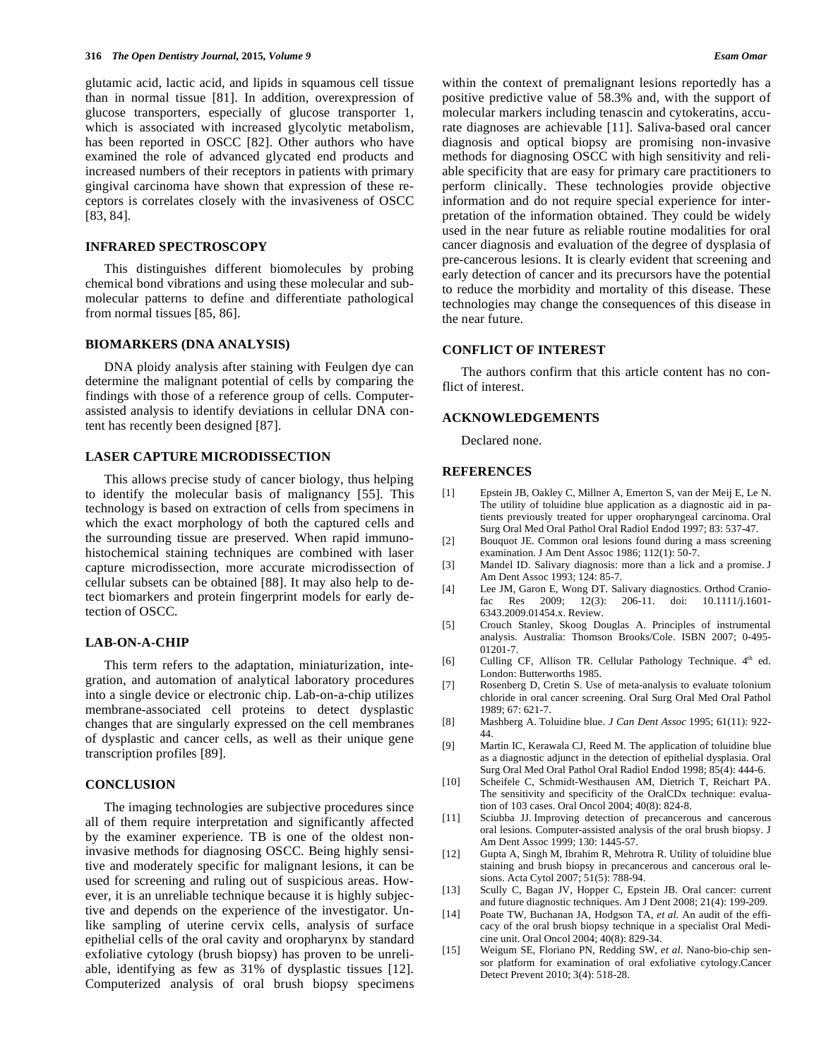glutamic acid, lactic acid, and lipids in squamous cell tissue than in normal tissue [81]. In addition, overexpression of glucose transporters, especially of glucose transporter 1, which is associated with increased glycolytic metabolism, has been reported in OSCC [82]. Other authors who have examined the role of advanced glycated end products and increased numbers of their receptors in patients with primary gingival carcinoma have shown that expression of these receptors is correlates closely with the invasiveness of OSCC [83, 84].

## INFRARED SPECTROSCOPY

This distinguishes different biomolecules by probing chemical bond vibrations and using these molecular and submolecular patterns to define and differentiate pathological from normal tissues [85, 86].

## BIOMARKERS (DNA ANALYSIS)

DNA ploidy analysis after staining with Feulgen dye can determine the malignant potential of cells by comparing the findings with those of a reference group of cells. Computer-assisted analysis to identify deviations in cellular DNA content has recently been designed [87].

## LASER CAPTURE MICRODISSECTION

This allows precise study of cancer biology, thus helping to identify the molecular basis of malignancy [55]. This technology is based on extraction of cells from specimens in which the exact morphology of both the captured cells and the surrounding tissue are preserved. When rapid immunohistochemical staining techniques are combined with laser capture microdissection, more accurate microdissection of cellular subsets can be obtained [88]. It may also help to detect biomarkers and protein fingerprint models for early detection of OSCC.

## LAB-ON-A-CHIP

This term refers to the adaptation, miniaturization, integration, and automation of analytical laboratory procedures into a single device or electronic chip. Lab-on-a-chip utilizes membrane-associated cell proteins to detect dysplastic changes that are singularly expressed on the cell membranes of dysplastic and cancer cells, as well as their unique gene transcription profiles [89].

## CONCLUSION

The imaging technologies are subjective procedures since all of them require interpretation and significantly affected by the examiner experience. TB is one of the oldest non-invasive methods for diagnosing OSCC. Being highly sensitive and moderately specific for malignant lesions, it can be used for screening and ruling out of suspicious areas. However, it is an unreliable technique because it is highly subjective and depends on the experience of the investigator. Unlike sampling of uterine cervix cells, analysis of surface epithelial cells of the oral cavity and oropharynx by standard exfoliative cytology (brush biopsy) has proven to be unreliable, identifying as few as 31% of dysplastic tissues [12]. Computerized analysis of oral brush biopsy specimens within the context of premalignant lesions reportedly has a positive predictive value of 58.3% and, with the support of molecular markers including tenascin and cytokeratins, accurate diagnoses are achievable [11]. Saliva-based oral cancer diagnosis and optical biopsy are promising non-invasive methods for diagnosing OSCC with high sensitivity and reliable specificity that are easy for primary care practitioners to perform clinically. These technologies provide objective information and do not require special experience for interpretation of the information obtained. They could be widely used in the near future as reliable routine modalities for oral cancer diagnosis and evaluation of the degree of dysplasia of pre-cancerous lesions. It is clearly evident that screening and early detection of cancer and its precursors have the potential to reduce the morbidity and mortality of this disease. These technologies may change the consequences of this disease in the near future.

## CONFLICT OF INTEREST

The authors confirm that this article content has no conflict of interest.

## ACKNOWLEDGEMENTS

Declared none.

## REFERENCES

[1] Epstein JB, Oakley C, Millner A, Emerton S, van der Meij E, Le N. The utility of toluidine blue application as a diagnostic aid in patients previously treated for upper oropharyngeal carcinoma. Oral Surg Oral Med Oral Pathol Oral Radiol Endod 1997; 83: 537-47.

[2] Bouquot JE. Common oral lesions found during a mass screening examination. J Am Dent Assoc 1986; 112(1): 50-7.

[3] Mandel ID. Salivary diagnosis: more than a lick and a promise. J Am Dent Assoc 1993; 124: 85-7.

[4] Lee JM, Garon E, Wong DT. Salivary diagnostics. Orthod Craniofac Res 2009; 12(3): 206-11. doi: 10.1111/j.1601-6343.2009.01454.x. Review.

[5] Crouch Stanley, Skoog Douglas A. Principles of instrumental analysis. Australia: Thomson Brooks/Cole. ISBN 2007; 0-495-01201-7.

[6] Culling CF, Allison TR. Cellular Pathology Technique. 4th ed. London: Butterworths 1985.

[7] Rosenberg D, Cretin S. Use of meta-analysis to evaluate tolonium chloride in oral cancer screening. Oral Surg Oral Med Oral Pathol 1989; 67: 621-7.

[8] Mashberg A. Toluidine blue. *J Can Dent Assoc* 1995; 61(11): 922-44.

[9] Martin IC, Kerawala CJ, Reed M. The application of toluidine blue as a diagnostic adjunct in the detection of epithelial dysplasia. Oral Surg Oral Med Oral Pathol Oral Radiol Endod 1998; 85(4): 444-6.

[10] Scheifele C, Schmidt-Westhausen AM, Dietrich T, Reichart PA. The sensitivity and specificity of the OralCDx technique: evaluation of 103 cases. Oral Oncol 2004; 40(8): 824-8.

[11] Sciubba JJ. Improving detection of precancerous and cancerous oral lesions. Computer-assisted analysis of the oral brush biopsy. J Am Dent Assoc 1999; 130: 1445-57.

[12] Gupta A, Singh M, Ibrahim R, Mehrotra R. Utility of toluidine blue staining and brush biopsy in precancerous and cancerous oral lesions. Acta Cytol 2007; 51(5): 788-94.

[13] Scully C, Bagan JV, Hopper C, Epstein JB. Oral cancer: current and future diagnostic techniques. Am J Dent 2008; 21(4): 199-209.

[14] Poate TW, Buchanan JA, Hodgson TA, *et al.* An audit of the efficacy of the oral brush biopsy technique in a specialist Oral Medicine unit. Oral Oncol 2004; 40(8): 829-34.

[15] Weigum SE, Floriano PN, Redding SW, *et al*. Nano-bio-chip sensor platform for examination of oral exfoliative cytology.Cancer Detect Prevent 2010; 3(4): 518-28.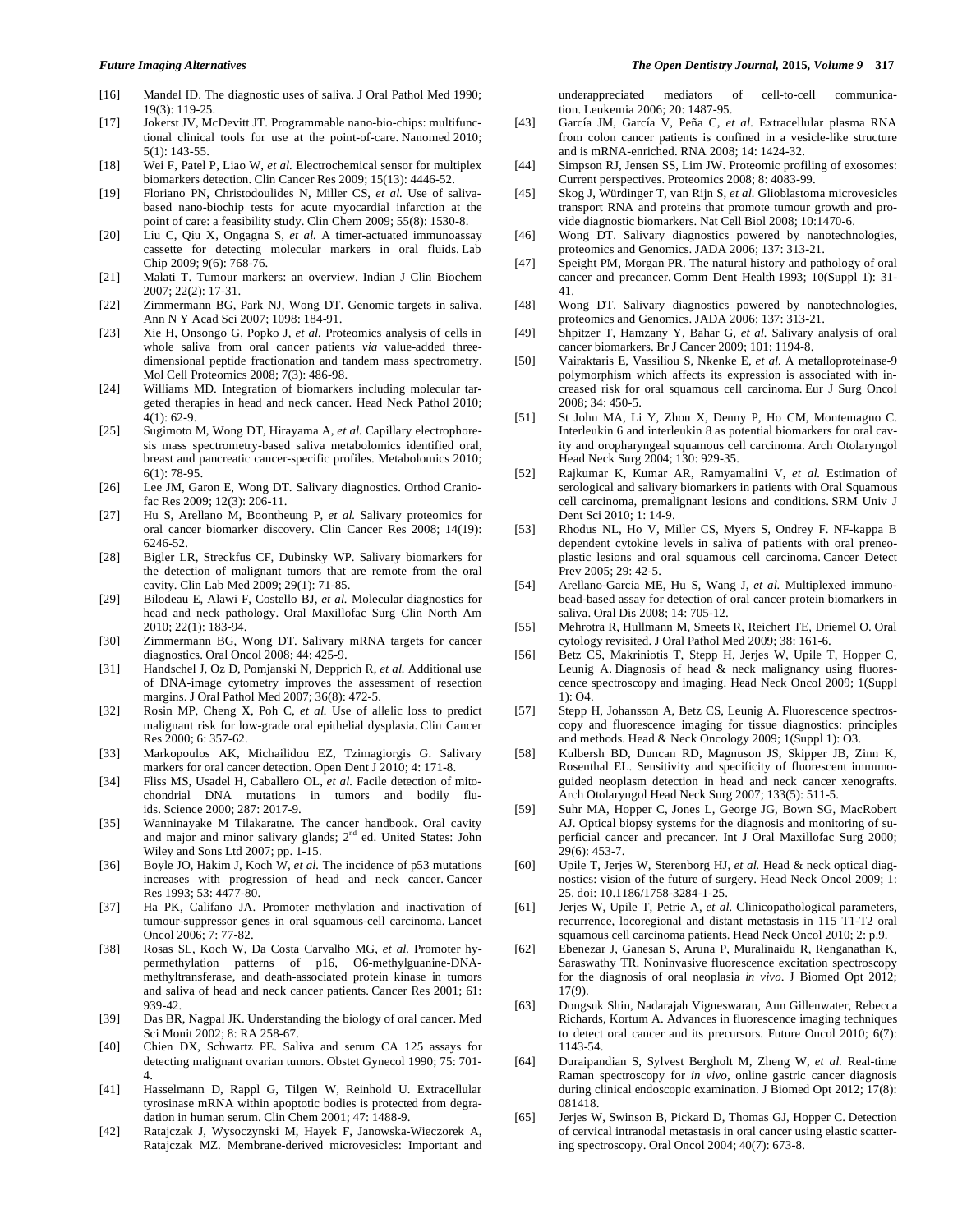[16] Mandel ID. The diagnostic uses of saliva. J Oral Pathol Med 1990; 19(3): 119-25.

[17] Jokerst JV, McDevitt JT. Programmable nano-bio-chips: multifunctional clinical tools for use at the point-of-care. Nanomed 2010; 5(1): 143-55.

[18] Wei F, Patel P, Liao W, *et al.* Electrochemical sensor for multiplex biomarkers detection. Clin Cancer Res 2009; 15(13): 4446-52.

[19] Floriano PN, Christodoulides N, Miller CS, *et al.* Use of saliva-based nano-biochip tests for acute myocardial infarction at the point of care: a feasibility study. Clin Chem 2009; 55(8): 1530-8.

[20] Liu C, Qiu X, Ongagna S, *et al.* A timer-actuated immunoassay cassette for detecting molecular markers in oral fluids. Lab Chip 2009; 9(6): 768-76.

[21] Malati T. Tumour markers: an overview. Indian J Clin Biochem 2007; 22(2): 17-31.

[22] Zimmermann BG, Park NJ, Wong DT. Genomic targets in saliva. Ann N Y Acad Sci 2007; 1098: 184-91.

[23] Xie H, Onsongo G, Popko J, *et al.* Proteomics analysis of cells in whole saliva from oral cancer patients *via* value-added three-dimensional peptide fractionation and tandem mass spectrometry. Mol Cell Proteomics 2008; 7(3): 486-98.

[24] Williams MD. Integration of biomarkers including molecular targeted therapies in head and neck cancer. Head Neck Pathol 2010; 4(1): 62-9.

[25] Sugimoto M, Wong DT, Hirayama A, *et al.* Capillary electrophoresis mass spectrometry-based saliva metabolomics identified oral, breast and pancreatic cancer-specific profiles. Metabolomics 2010; 6(1): 78-95.

[26] Lee JM, Garon E, Wong DT. Salivary diagnostics. Orthod Craniofac Res 2009; 12(3): 206-11.

[27] Hu S, Arellano M, Boontheung P, *et al.* Salivary proteomics for oral cancer biomarker discovery. Clin Cancer Res 2008; 14(19): 6246-52.

[28] Bigler LR, Streckfus CF, Dubinsky WP. Salivary biomarkers for the detection of malignant tumors that are remote from the oral cavity. Clin Lab Med 2009; 29(1): 71-85.

[29] Bilodeau E, Alawi F, Costello BJ, *et al.* Molecular diagnostics for head and neck pathology. Oral Maxillofac Surg Clin North Am 2010; 22(1): 183-94.

[30] Zimmermann BG, Wong DT. Salivary mRNA targets for cancer diagnostics. Oral Oncol 2008; 44: 425-9.

[31] Handschel J, Oz D, Pomjanski N, Depprich R, *et al.* Additional use of DNA-image cytometry improves the assessment of resection margins. J Oral Pathol Med 2007; 36(8): 472-5.

[32] Rosin MP, Cheng X, Poh C, *et al.* Use of allelic loss to predict malignant risk for low-grade oral epithelial dysplasia. Clin Cancer Res 2000; 6: 357-62.

[33] Markopoulos AK, Michailidou EZ, Tzimagiorgis G. Salivary markers for oral cancer detection. Open Dent J 2010; 4: 171-8.

[34] Fliss MS, Usadel H, Caballero OL, *et al.* Facile detection of mitochondrial DNA mutations in tumors and bodily fluids. Science 2000; 287: 2017-9.

[35] Wanninayake M Tilakaratne. The cancer handbook. Oral cavity and major and minor salivary glands; 2nd ed. United States: John Wiley and Sons Ltd 2007; pp. 1-15.

[36] Boyle JO, Hakim J, Koch W, *et al.* The incidence of p53 mutations increases with progression of head and neck cancer. Cancer Res 1993; 53: 4477-80.

[37] Ha PK, Califano JA. Promoter methylation and inactivation of tumour-suppressor genes in oral squamous-cell carcinoma. Lancet Oncol 2006; 7: 77-82.

[38] Rosas SL, Koch W, Da Costa Carvalho MG, *et al.* Promoter hypermethylation patterns of p16, O6-methylguanine-DNA-methyltransferase, and death-associated protein kinase in tumors and saliva of head and neck cancer patients. Cancer Res 2001; 61: 939-42.

[39] Das BR, Nagpal JK. Understanding the biology of oral cancer. Med Sci Monit 2002; 8: RA 258-67.

[40] Chien DX, Schwartz PE. Saliva and serum CA 125 assays for detecting malignant ovarian tumors. Obstet Gynecol 1990; 75: 701-4.

[41] Hasselmann D, Rappl G, Tilgen W, Reinhold U. Extracellular tyrosinase mRNA within apoptotic bodies is protected from degradation in human serum. Clin Chem 2001; 47: 1488-9.

[42] Ratajczak J, Wysoczynski M, Hayek F, Janowska-Wieczorek A, Ratajczak MZ. Membrane-derived microvesicles: Important and underappreciated mediators of cell-to-cell communication. Leukemia 2006; 20: 1487-95.

[43] García JM, García V, Peña C, *et al.* Extracellular plasma RNA from colon cancer patients is confined in a vesicle-like structure and is mRNA-enriched. RNA 2008; 14: 1424-32.

[44] Simpson RJ, Jensen SS, Lim JW. Proteomic profiling of exosomes: Current perspectives. Proteomics 2008; 8: 4083-99.

[45] Skog J, Würdinger T, van Rijn S, *et al.* Glioblastoma microvesicles transport RNA and proteins that promote tumour growth and provide diagnostic biomarkers. Nat Cell Biol 2008; 10:1470-6.

[46] Wong DT. Salivary diagnostics powered by nanotechnologies, proteomics and Genomics. JADA 2006; 137: 313-21.

[47] Speight PM, Morgan PR. The natural history and pathology of oral cancer and precancer. Comm Dent Health 1993; 10(Suppl 1): 31-41.

[48] Wong DT. Salivary diagnostics powered by nanotechnologies, proteomics and Genomics. JADA 2006; 137: 313-21.

[49] Shpitzer T, Hamzany Y, Bahar G, *et al.* Salivary analysis of oral cancer biomarkers. Br J Cancer 2009; 101: 1194-8.

[50] Vairaktaris E, Vassiliou S, Nkenke E, *et al.* A metalloproteinase-9 polymorphism which affects its expression is associated with increased risk for oral squamous cell carcinoma. Eur J Surg Oncol 2008; 34: 450-5.

[51] St John MA, Li Y, Zhou X, Denny P, Ho CM, Montemagno C. Interleukin 6 and interleukin 8 as potential biomarkers for oral cavity and oropharyngeal squamous cell carcinoma. Arch Otolaryngol Head Neck Surg 2004; 130: 929-35.

[52] Rajkumar K, Kumar AR, Ramyamalini V, *et al.* Estimation of serological and salivary biomarkers in patients with Oral Squamous cell carcinoma, premalignant lesions and conditions. SRM Univ J Dent Sci 2010; 1: 14-9.

[53] Rhodus NL, Ho V, Miller CS, Myers S, Ondrey F. NF-kappa B dependent cytokine levels in saliva of patients with oral preneoplastic lesions and oral squamous cell carcinoma. Cancer Detect Prev 2005; 29: 42-5.

[54] Arellano-Garcia ME, Hu S, Wang J, *et al.* Multiplexed immunobead-based assay for detection of oral cancer protein biomarkers in saliva. Oral Dis 2008; 14: 705-12.

[55] Mehrotra R, Hullmann M, Smeets R, Reichert TE, Driemel O. Oral cytology revisited. J Oral Pathol Med 2009; 38: 161-6.

[56] Betz CS, Makriniotis T, Stepp H, Jerjes W, Upile T, Hopper C, Leunig A. Diagnosis of head & neck malignancy using fluorescence spectroscopy and imaging. Head Neck Oncol 2009; 1(Suppl 1): O4.

[57] Stepp H, Johansson A, Betz CS, Leunig A. Fluorescence spectroscopy and fluorescence imaging for tissue diagnostics: principles and methods. Head & Neck Oncology 2009; 1(Suppl 1): O3.

[58] Kulbersh BD, Duncan RD, Magnuson JS, Skipper JB, Zinn K, Rosenthal EL. Sensitivity and specificity of fluorescent immunoguided neoplasm detection in head and neck cancer xenografts. Arch Otolaryngol Head Neck Surg 2007; 133(5): 511-5.

[59] Suhr MA, Hopper C, Jones L, George JG, Bown SG, MacRobert AJ. Optical biopsy systems for the diagnosis and monitoring of superficial cancer and precancer. Int J Oral Maxillofac Surg 2000; 29(6): 453-7.

[60] Upile T, Jerjes W, Sterenborg HJ, *et al.* Head & neck optical diagnostics: vision of the future of surgery. Head Neck Oncol 2009; 1: 25. doi: 10.1186/1758-3284-1-25.

[61] Jerjes W, Upile T, Petrie A, *et al.* Clinicopathological parameters, recurrence, locoregional and distant metastasis in 115 T1-T2 oral squamous cell carcinoma patients. Head Neck Oncol 2010; 2: p.9.

[62] Ebenezar J, Ganesan S, Aruna P, Muralinaidu R, Renganathan K, Saraswathy TR. Noninvasive fluorescence excitation spectroscopy for the diagnosis of oral neoplasia *in vivo*. J Biomed Opt 2012; 17(9).

[63] Dongsuk Shin, Nadarajah Vigneswaran, Ann Gillenwater, Rebecca Richards, Kortum A. Advances in fluorescence imaging techniques to detect oral cancer and its precursors. Future Oncol 2010; 6(7): 1143-54.

[64] Duraipandian S, Sylvest Bergholt M, Zheng W, *et al.* Real-time Raman spectroscopy for *in vivo*, online gastric cancer diagnosis during clinical endoscopic examination. J Biomed Opt 2012; 17(8): 081418.

[65] Jerjes W, Swinson B, Pickard D, Thomas GJ, Hopper C. Detection of cervical intranodal metastasis in oral cancer using elastic scattering spectroscopy. Oral Oncol 2004; 40(7): 673-8.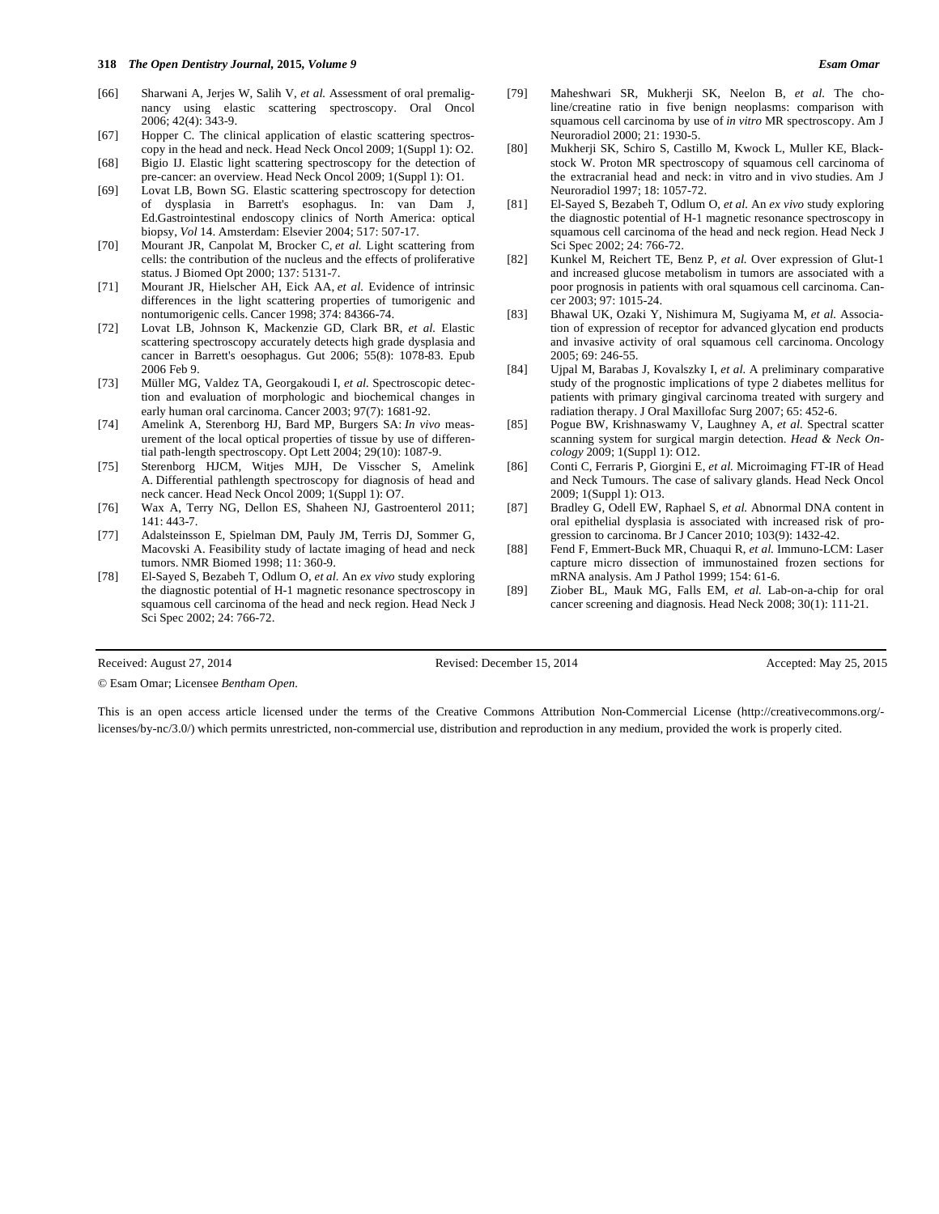[66] Sharwani A, Jerjes W, Salih V, *et al.* Assessment of oral premalignancy using elastic scattering spectroscopy. Oral Oncol 2006; 42(4): 343-9.

[67] Hopper C. The clinical application of elastic scattering spectroscopy in the head and neck. Head Neck Oncol 2009; 1(Suppl 1): O2.

[68] Bigio IJ. Elastic light scattering spectroscopy for the detection of pre-cancer: an overview. Head Neck Oncol 2009; 1(Suppl 1): O1.

[69] Lovat LB, Bown SG. Elastic scattering spectroscopy for detection of dysplasia in Barrett's esophagus. In: van Dam J, Ed.Gastrointestinal endoscopy clinics of North America: optical biopsy, *Vol* 14. Amsterdam: Elsevier 2004; 517: 507-17.

[70] Mourant JR, Canpolat M, Brocker C, *et al.* Light scattering from cells: the contribution of the nucleus and the effects of proliferative status. J Biomed Opt 2000; 137: 5131-7.

[71] Mourant JR, Hielscher AH, Eick AA, *et al.* Evidence of intrinsic differences in the light scattering properties of tumorigenic and nontumorigenic cells. Cancer 1998; 374: 84366-74.

[72] Lovat LB, Johnson K, Mackenzie GD, Clark BR, *et al.* Elastic scattering spectroscopy accurately detects high grade dysplasia and cancer in Barrett's oesophagus. Gut 2006; 55(8): 1078-83. Epub 2006 Feb 9.

[73] Müller MG, Valdez TA, Georgakoudi I, *et al.* Spectroscopic detection and evaluation of morphologic and biochemical changes in early human oral carcinoma. Cancer 2003; 97(7): 1681-92.

[74] Amelink A, Sterenborg HJ, Bard MP, Burgers SA: *In vivo* measurement of the local optical properties of tissue by use of differential path-length spectroscopy. Opt Lett 2004; 29(10): 1087-9.

[75] Sterenborg HJCM, Witjes MJH, De Visscher S, Amelink A. Differential pathlength spectroscopy for diagnosis of head and neck cancer. Head Neck Oncol 2009; 1(Suppl 1): O7.

[76] Wax A, Terry NG, Dellon ES, Shaheen NJ, Gastroenterol 2011; 141: 443-7.

[77] Adalsteinsson E, Spielman DM, Pauly JM, Terris DJ, Sommer G, Macovski A. Feasibility study of lactate imaging of head and neck tumors. NMR Biomed 1998; 11: 360-9.

[78] El-Sayed S, Bezabeh T, Odlum O, *et al.* An *ex vivo* study exploring the diagnostic potential of H-1 magnetic resonance spectroscopy in squamous cell carcinoma of the head and neck region. Head Neck J Sci Spec 2002; 24: 766-72.

[79] Maheshwari SR, Mukherji SK, Neelon B, *et al.* The choline/creatine ratio in five benign neoplasms: comparison with squamous cell carcinoma by use of *in vitro* MR spectroscopy. Am J Neuroradiol 2000; 21: 1930-5.

[80] Mukherji SK, Schiro S, Castillo M, Kwock L, Muller KE, Blackstock W. Proton MR spectroscopy of squamous cell carcinoma of the extracranial head and neck: in vitro and in vivo studies. Am J Neuroradiol 1997; 18: 1057-72.

[81] El-Sayed S, Bezabeh T, Odlum O, *et al.* An *ex vivo* study exploring the diagnostic potential of H-1 magnetic resonance spectroscopy in squamous cell carcinoma of the head and neck region. Head Neck J Sci Spec 2002; 24: 766-72.

[82] Kunkel M, Reichert TE, Benz P, *et al.* Over expression of Glut-1 and increased glucose metabolism in tumors are associated with a poor prognosis in patients with oral squamous cell carcinoma. Cancer 2003; 97: 1015-24.

[83] Bhawal UK, Ozaki Y, Nishimura M, Sugiyama M, *et al.* Association of expression of receptor for advanced glycation end products and invasive activity of oral squamous cell carcinoma. Oncology 2005; 69: 246-55.

[84] Ujpal M, Barabas J, Kovalszky I, *et al.* A preliminary comparative study of the prognostic implications of type 2 diabetes mellitus for patients with primary gingival carcinoma treated with surgery and radiation therapy. J Oral Maxillofac Surg 2007; 65: 452-6.

[85] Pogue BW, Krishnaswamy V, Laughney A, *et al.* Spectral scatter scanning system for surgical margin detection. *Head & Neck Oncology* 2009; 1(Suppl 1): O12.

[86] Conti C, Ferraris P, Giorgini E, *et al.* Microimaging FT-IR of Head and Neck Tumours. The case of salivary glands. Head Neck Oncol 2009; 1(Suppl 1): O13.

[87] Bradley G, Odell EW, Raphael S, *et al.* Abnormal DNA content in oral epithelial dysplasia is associated with increased risk of progression to carcinoma. Br J Cancer 2010; 103(9): 1432-42.

[88] Fend F, Emmert-Buck MR, Chuaqui R, *et al.* Immuno-LCM: Laser capture micro dissection of immunostained frozen sections for mRNA analysis. Am J Pathol 1999; 154: 61-6.

[89] Ziober BL, Mauk MG, Falls EM, *et al.* Lab-on-a-chip for oral cancer screening and diagnosis. Head Neck 2008; 30(1): 111-21.

---

Received: August 27, 2014 Revised: December 15, 2014 Accepted: May 25, 2015

© Esam Omar; Licensee *Bentham Open.*

This is an open access article licensed under the terms of the Creative Commons Attribution Non-Commercial License (http://creativecommons.org/-licenses/by-nc/3.0/) which permits unrestricted, non-commercial use, distribution and reproduction in any medium, provided the work is properly cited.